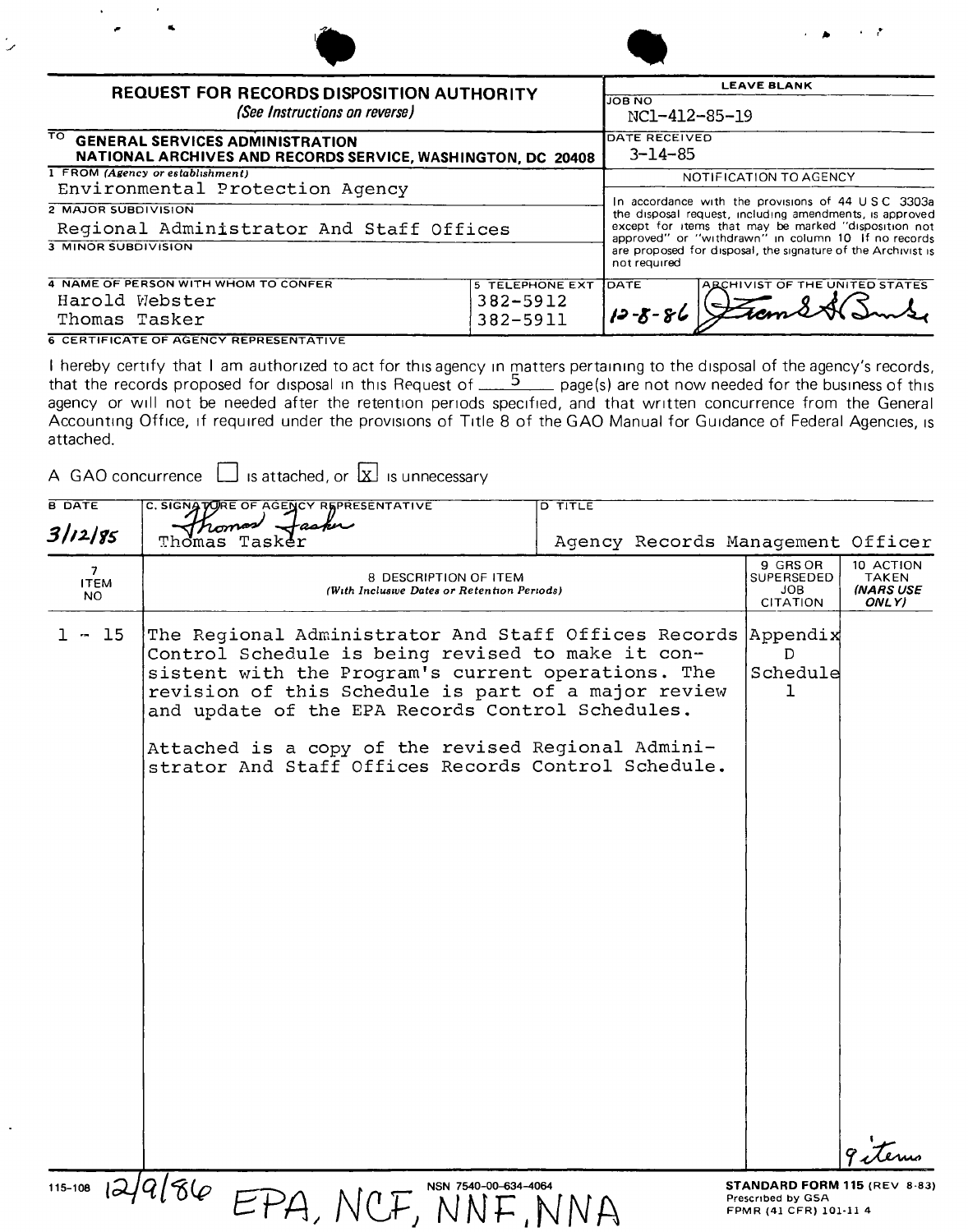# REQUEST FOR RECORDS DISPOSITION AUTHORITY

*(See Instructions on reverse)*

| LEAVE BLANK | |
|---|---|
| JOB NO | NC1-412-85-19 |
| DATE RECEIVED | 3-14-85 |

**TO** GENERAL SERVICES ADMINISTRATION
NATIONAL ARCHIVES AND RECORDS SERVICE, WASHINGTON, DC 20408

1 FROM *(Agency or establishment)*
Environmental Protection Agency

2 MAJOR SUBDIVISION
Regional Administrator And Staff Offices

3 MINOR SUBDIVISION

4 NAME OF PERSON WITH WHOM TO CONFER
Harold Webster
Thomas Tasker

5 TELEPHONE EXT
382-5912
382-5911

**NOTIFICATION TO AGENCY**

In accordance with the provisions of 44 U S C 3303a the disposal request, including amendments, is approved except for items that may be marked "disposition not approved" or "withdrawn" in column 10 If no records are proposed for disposal, the signature of the Archivist is not required

DATE: 12-8-86 ARCHIVIST OF THE UNITED STATES: [signature]

6 CERTIFICATE OF AGENCY REPRESENTATIVE

I hereby certify that I am authorized to act for this agency in matters pertaining to the disposal of the agency's records, that the records proposed for disposal in this Request of 5 page(s) are not now needed for the business of this agency or will not be needed after the retention periods specified, and that written concurrence from the General Accounting Office, if required under the provisions of Title 8 of the GAO Manual for Guidance of Federal Agencies, is attached.

A GAO concurrence ☐ is attached, or ☒ is unnecessary

| B DATE | C. SIGNATURE OF AGENCY REPRESENTATIVE | D TITLE |
|---|---|---|
| 3/12/85 | [signature] Thomas Tasker | Agency Records Management Officer |

| 7 ITEM NO | 8 DESCRIPTION OF ITEM (With Inclusive Dates or Retention Periods) | 9 GRS OR SUPERSEDED JOB CITATION | 10 ACTION TAKEN (NARS USE ONLY) |
|---|---|---|---|
| 1 - 15 | The Regional Administrator And Staff Offices Records Control Schedule is being revised to make it consistent with the Program's current operations. The revision of this Schedule is part of a major review and update of the EPA Records Control Schedules.<br><br>Attached is a copy of the revised Regional Administrator And Staff Offices Records Control Schedule. | Appendix D Schedule 1 | 9 items |

115-108 12/9/86 EPA, NCF, NNF, NNA

NSN 7540-00-634-4064

**STANDARD FORM 115** (REV 8-83)
Prescribed by GSA
FPMR (41 CFR) 101-11 4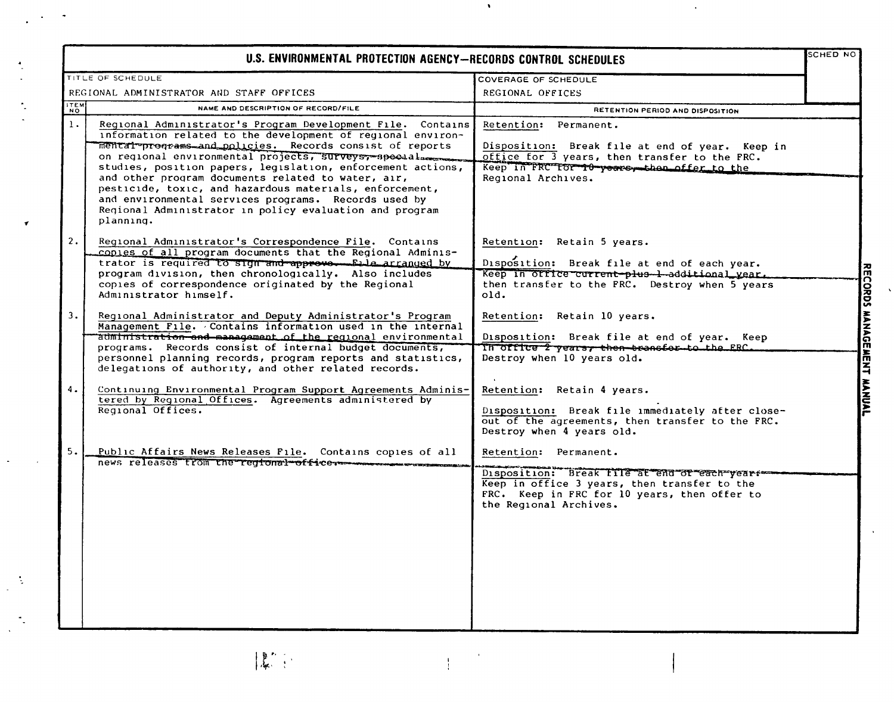# U.S. ENVIRONMENTAL PROTECTION AGENCY—RECORDS CONTROL SCHEDULES

| TITLE OF SCHEDULE | COVERAGE OF SCHEDULE | SCHED NO |
|---|---|---|
| REGIONAL ADMINISTRATOR AND STAFF OFFICES | REGIONAL OFFICES | |

| ITEM NO | NAME AND DESCRIPTION OF RECORD/FILE | RETENTION PERIOD AND DISPOSITION |
|---|---|---|
| 1. | Regional Administrator's Program Development File. Contains information related to the development of regional environmental programs and policies. Records consist of reports on regional environmental projects, surveys, special studies, position papers, legislation, enforcement actions, and other program documents related to water, air, pesticide, toxic, and hazardous materials, enforcement, and environmental services programs. Records used by Regional Administrator in policy evaluation and program planning. | Retention: Permanent. <br><br> Disposition: Break file at end of year. Keep in office for 3 years, then transfer to the FRC. Keep in FRC for 10 years, then offer to the Regional Archives. |
| 2. | Regional Administrator's Correspondence File. Contains copies of all program documents that the Regional Administrator is required to sign and approve. File arranged by program division, then chronologically. Also includes copies of correspondence originated by the Regional Administrator himself. | Retention: Retain 5 years. <br><br> Disposition: Break file at end of each year. Keep in office current plus 1 additional year, then transfer to the FRC. Destroy when 5 years old. |
| 3. | Regional Administrator and Deputy Administrator's Program Management File. Contains information used in the internal administration and management of the regional environmental programs. Records consist of internal budget documents, personnel planning records, program reports and statistics, delegations of authority, and other related records. | Retention: Retain 10 years. <br><br> Disposition: Break file at end of year. Keep in office 2 years, then transfer to the FRC. Destroy when 10 years old. |
| 4. | Continuing Environmental Program Support Agreements Administered by Regional Offices. Agreements administered by Regional Offices. | Retention: Retain 4 years. <br><br> Disposition: Break file immediately after close-out of the agreements, then transfer to the FRC. Destroy when 4 years old. |
| 5. | Public Affairs News Releases File. Contains copies of all news releases from the regional office. | Retention: Permanent. <br><br> Disposition: Break file at end of each year. Keep in office 3 years, then transfer to the FRC. Keep in FRC for 10 years, then offer to the Regional Archives. |

RECORDS MANAGEMENT MANUAL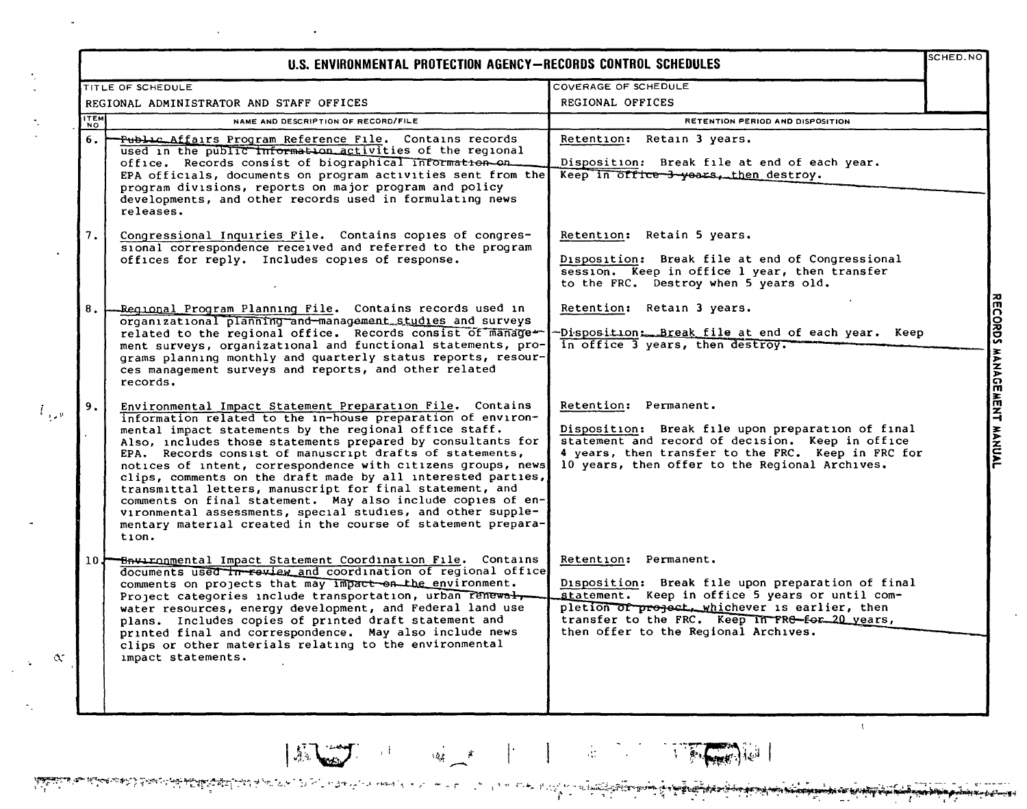# U.S. ENVIRONMENTAL PROTECTION AGENCY—RECORDS CONTROL SCHEDULES

| TITLE OF SCHEDULE | COVERAGE OF SCHEDULE | SCHED. NO |
|---|---|---|
| REGIONAL ADMINISTRATOR AND STAFF OFFICES | REGIONAL OFFICES | |

| ITEM NO | NAME AND DESCRIPTION OF RECORD/FILE | RETENTION PERIOD AND DISPOSITION |
|---|---|---|
| 6. | Public Affairs Program Reference File. Contains records used in the public information activities of the regional office. Records consist of biographical information on EPA officials, documents on program activities sent from the program divisions, reports on major program and policy developments, and other records used in formulating news releases. | Retention: Retain 3 years.<br><br>Disposition: Break file at end of each year. Keep in office 3 years, then destroy. |
| 7. | Congressional Inquiries File. Contains copies of congressional correspondence received and referred to the program offices for reply. Includes copies of response. | Retention: Retain 5 years.<br><br>Disposition: Break file at end of Congressional session. Keep in office 1 year, then transfer to the FRC. Destroy when 5 years old. |
| 8. | Regional Program Planning File. Contains records used in organizational planning and management studies and surveys related to the regional office. Records consist of management surveys, organizational and functional statements, programs planning monthly and quarterly status reports, resources management surveys and reports, and other related records. | Retention: Retain 3 years.<br><br>Disposition: Break file at end of each year. Keep in office 3 years, then destroy. |
| 9. | Environmental Impact Statement Preparation File. Contains information related to the in-house preparation of environmental impact statements by the regional office staff. Also, includes those statements prepared by consultants for EPA. Records consist of manuscript drafts of statements, notices of intent, correspondence with citizens groups, news clips, comments on the draft made by all interested parties, transmittal letters, manuscript for final statement, and comments on final statement. May also include copies of environmental assessments, special studies, and other supplementary material created in the course of statement preparation. | Retention: Permanent.<br><br>Disposition: Break file upon preparation of final statement and record of decision. Keep in office 4 years, then transfer to the FRC. Keep in FRC for 10 years, then offer to the Regional Archives. |
| 10. | Environmental Impact Statement Coordination File. Contains documents used in review and coordination of regional office comments on projects that may impact on the environment. Project categories include transportation, urban renewal, water resources, energy development, and Federal land use plans. Includes copies of printed draft statement and printed final and correspondence. May also include news clips or other materials relating to the environmental impact statements. | Retention: Permanent.<br><br>Disposition: Break file upon preparation of final statement. Keep in office 5 years or until completion of project, whichever is earlier, then transfer to the FRC. Keep in FRC for 20 years, then offer to the Regional Archives. |

RECORDS MANAGEMENT MANUAL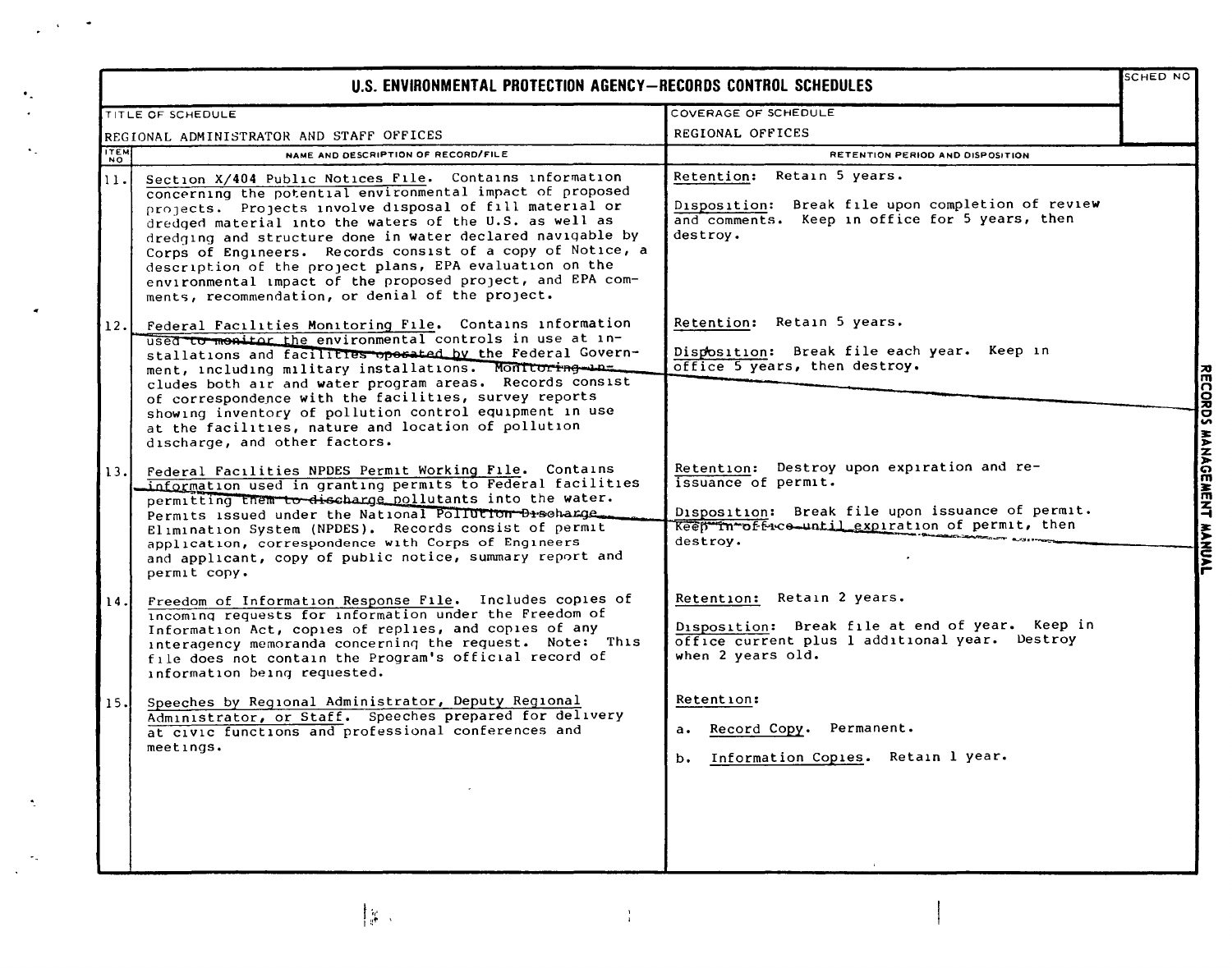# U.S. ENVIRONMENTAL PROTECTION AGENCY—RECORDS CONTROL SCHEDULES

| TITLE OF SCHEDULE | COVERAGE OF SCHEDULE | SCHED NO |
|---|---|---|
| REGIONAL ADMINISTRATOR AND STAFF OFFICES | REGIONAL OFFICES | |

| ITEM NO | NAME AND DESCRIPTION OF RECORD/FILE | RETENTION PERIOD AND DISPOSITION |
|---|---|---|
| 11. | Section X/404 Public Notices File. Contains information concerning the potential environmental impact of proposed projects. Projects involve disposal of fill material or dredged material into the waters of the U.S. as well as dredging and structure done in water declared navigable by Corps of Engineers. Records consist of a copy of Notice, a description of the project plans, EPA evaluation on the environmental impact of the proposed project, and EPA comments, recommendation, or denial of the project. | Retention: Retain 5 years.<br><br>Disposition: Break file upon completion of review and comments. Keep in office for 5 years, then destroy. |
| 12. | Federal Facilities Monitoring File. Contains information used to monitor the environmental controls in use at installations and facilities operated by the Federal Government, including military installations. Monitoring includes both air and water program areas. Records consist of correspondence with the facilities, survey reports showing inventory of pollution control equipment in use at the facilities, nature and location of pollution discharge, and other factors. | Retention: Retain 5 years.<br><br>Disposition: Break file each year. Keep in office 5 years, then destroy. |
| 13. | Federal Facilities NPDES Permit Working File. Contains information used in granting permits to Federal facilities permitting them to discharge pollutants into the water. Permits issued under the National Pollution Discharge Elimination System (NPDES). Records consist of permit application, correspondence with Corps of Engineers and applicant, copy of public notice, summary report and permit copy. | Retention: Destroy upon expiration and reissuance of permit.<br><br>Disposition: Break file upon issuance of permit. Keep in office until expiration of permit, then destroy. |
| 14. | Freedom of Information Response File. Includes copies of incoming requests for information under the Freedom of Information Act, copies of replies, and copies of any interagency memoranda concerning the request. Note: This file does not contain the Program's official record of information being requested. | Retention: Retain 2 years.<br><br>Disposition: Break file at end of year. Keep in office current plus 1 additional year. Destroy when 2 years old. |
| 15. | Speeches by Regional Administrator, Deputy Regional Administrator, or Staff. Speeches prepared for delivery at civic functions and professional conferences and meetings. | Retention:<br><br>a. Record Copy. Permanent.<br><br>b. Information Copies. Retain 1 year. |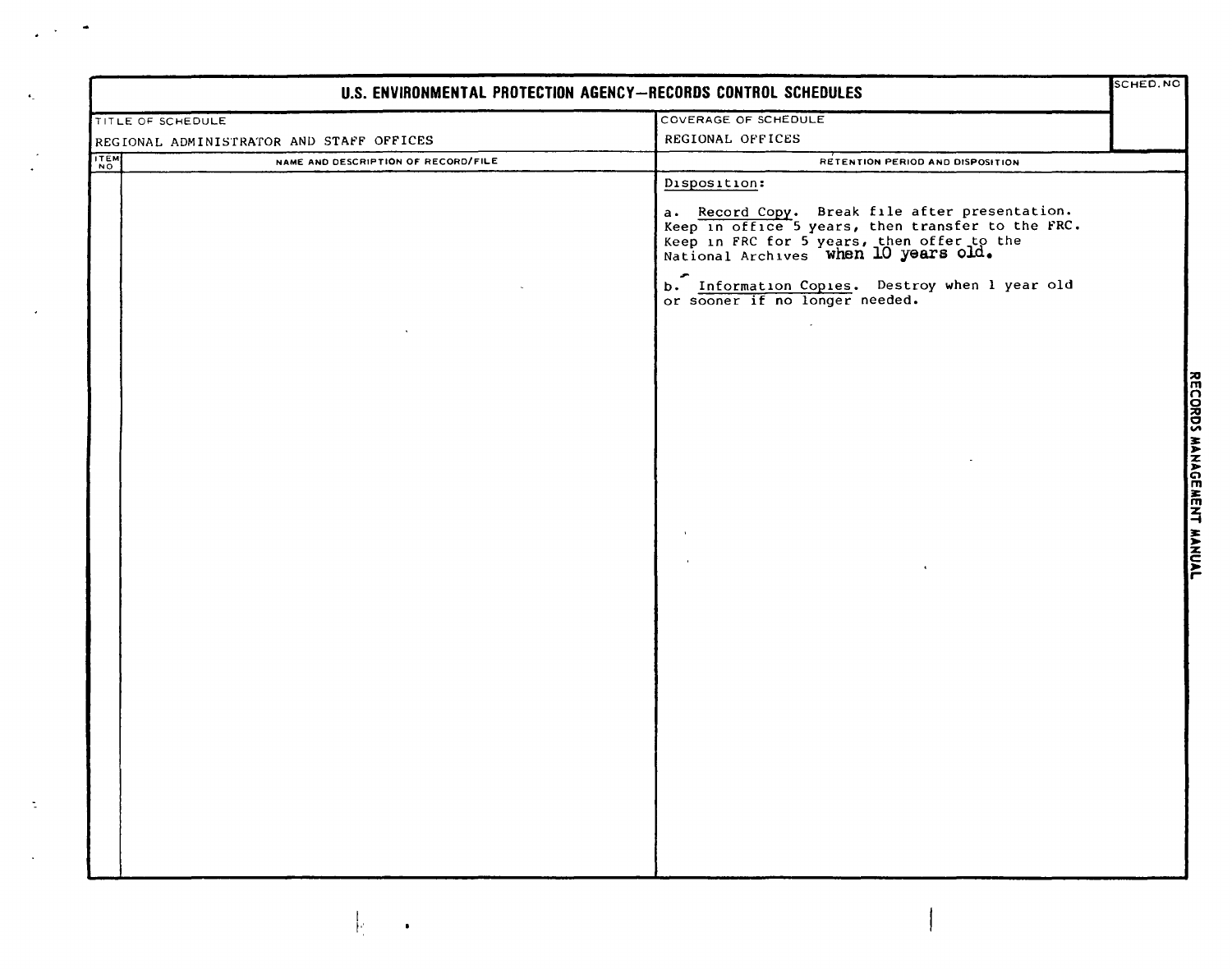# U.S. ENVIRONMENTAL PROTECTION AGENCY—RECORDS CONTROL SCHEDULES

| TITLE OF SCHEDULE | COVERAGE OF SCHEDULE | SCHED. NO |
|---|---|---|
| REGIONAL ADMINISTRATOR AND STAFF OFFICES | REGIONAL OFFICES | |

| ITEM NO | NAME AND DESCRIPTION OF RECORD/FILE | RETENTION PERIOD AND DISPOSITION |
|---|---|---|
| | | Disposition:<br><br>a. Record Copy. Break file after presentation. Keep in office 5 years, then transfer to the FRC. Keep in FRC for 5 years, then offer to the National Archives when 10 years old.<br><br>b. Information Copies. Destroy when 1 year old or sooner if no longer needed. |

RECORDS MANAGEMENT MANUAL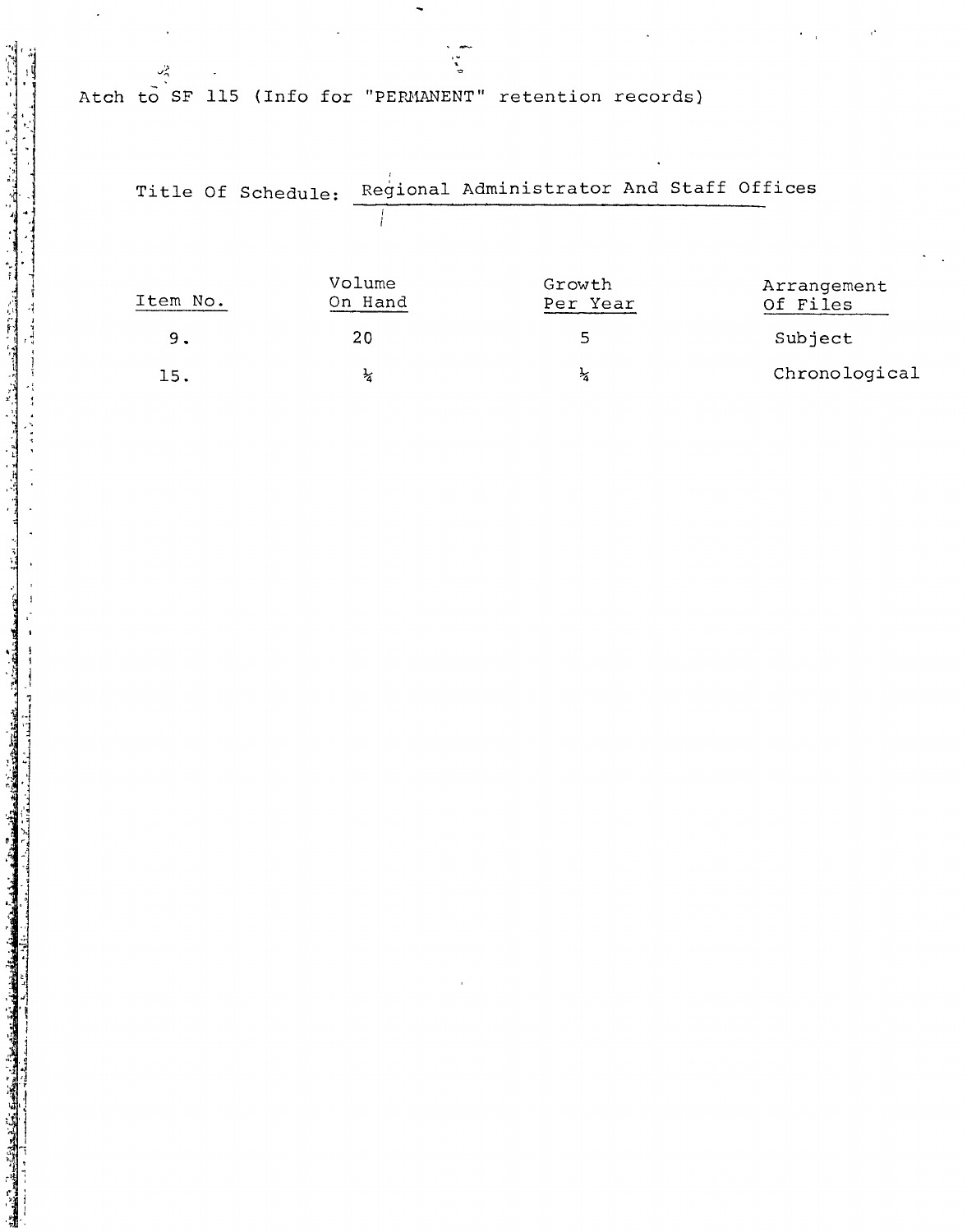Atch to SF 115 (Info for "PERMANENT" retention records)

Title Of Schedule: Regional Administrator And Staff Offices

| Item No. | Volume On Hand | Growth Per Year | Arrangement Of Files |
|---|---|---|---|
| 9. | 20 | 5 | Subject |
| 15. | ¼ | ¼ | Chronological |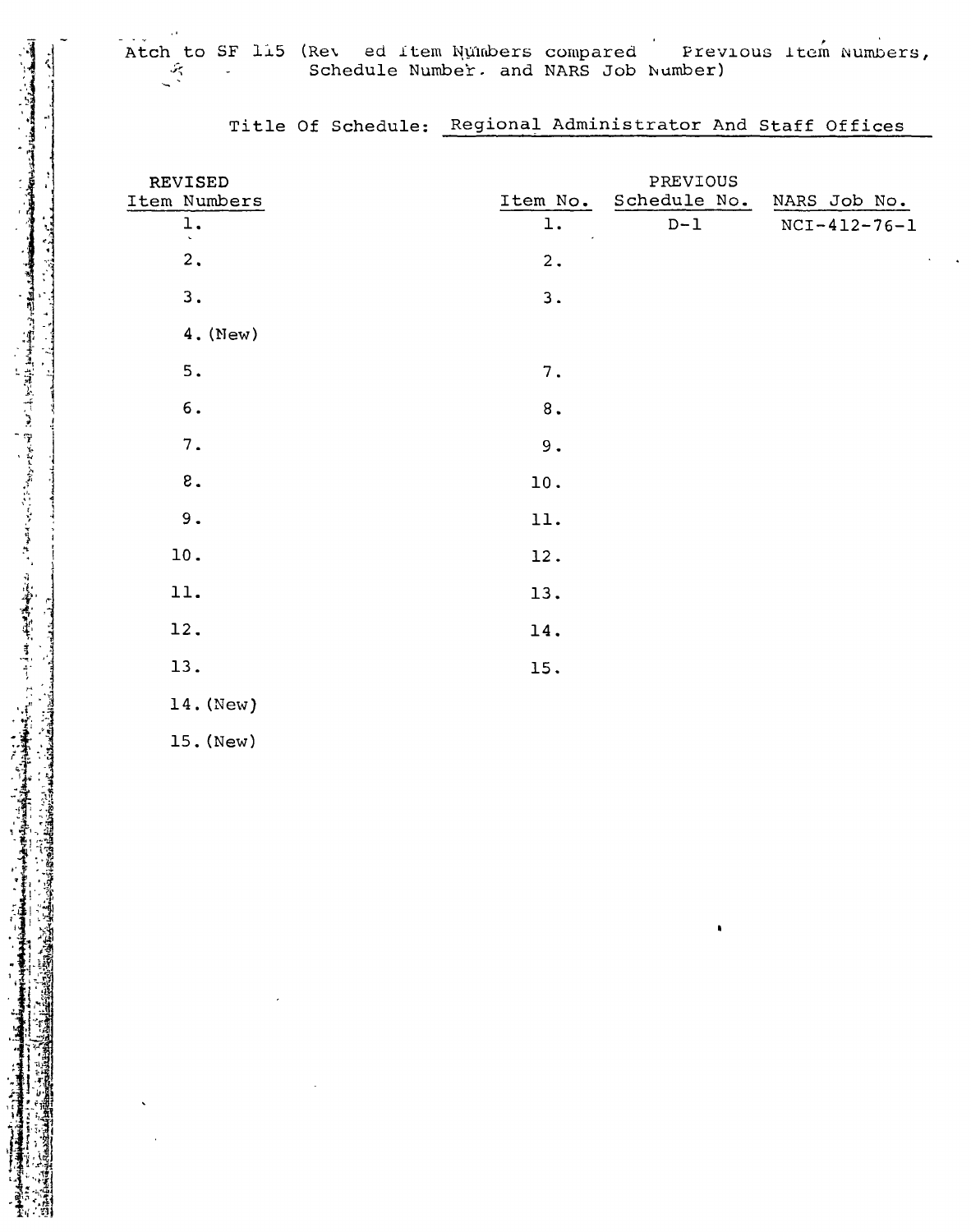Atch to SF 115 (Revised Item Numbers compared Previous Item Numbers, Schedule Number, and NARS Job Number)

Title Of Schedule: Regional Administrator And Staff Offices

| REVISED Item Numbers | PREVIOUS Item No. | Schedule No. | NARS Job No. |
|---|---|---|---|
| 1. | 1. | D-1 | NCI-412-76-1 |
| 2. | 2. | | |
| 3. | 3. | | |
| 4. (New) | | | |
| 5. | 7. | | |
| 6. | 8. | | |
| 7. | 9. | | |
| 8. | 10. | | |
| 9. | 11. | | |
| 10. | 12. | | |
| 11. | 13. | | |
| 12. | 14. | | |
| 13. | 15. | | |
| 14. (New) | | | |
| 15. (New) | | | |